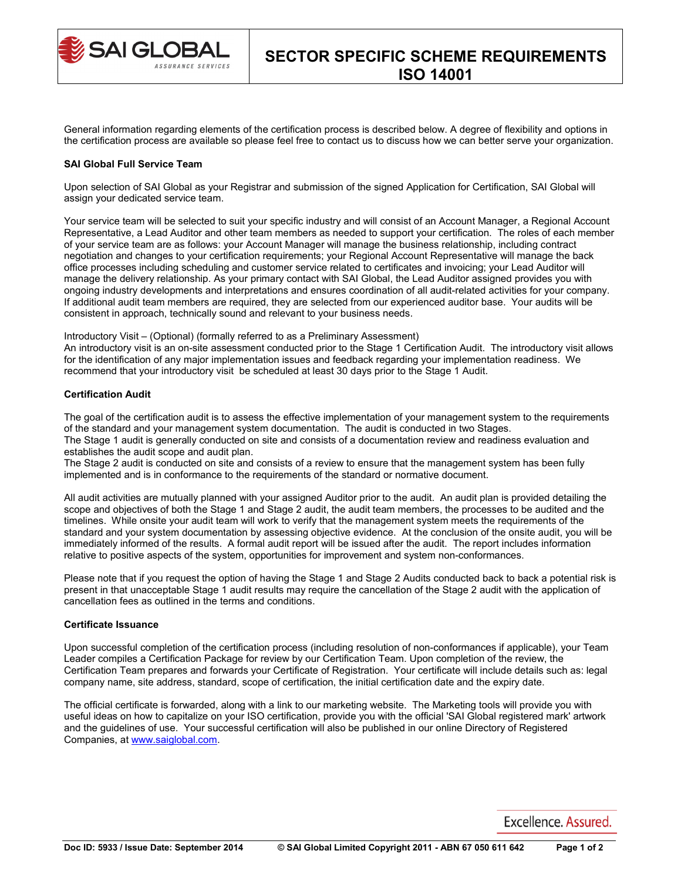# SECTOR SPECIFIC SCHEME REQUIREMENTS ISO 14001

General information regarding elements of the certification process is described below. A degree of flexibility and options in the certification process are available so please feel free to contact us to discuss how we can better serve your organization.

**SAI Global Full Service Team**

Upon selection of SAI Global as your Registrar and submission of the signed Application for Certification, SAI Global will assign your dedicated service team.

Your service team will be selected to suit your specific industry and will consist of an Account Manager, a Regional Account Representative, a Lead Auditor and other team members as needed to support your certification. The roles of each member of your service team are as follows: your Account Manager will manage the business relationship, including contract negotiation and changes to your certification requirements; your Regional Account Representative will manage the back office processes including scheduling and customer service related to certificates and invoicing; your Lead Auditor will manage the delivery relationship. As your primary contact with SAI Global, the Lead Auditor assigned provides you with ongoing industry developments and interpretations and ensures coordination of all audit-related activities for your company. If additional audit team members are required, they are selected from our experienced auditor base. Your audits will be consistent in approach, technically sound and relevant to your business needs.

Introductory Visit – (Optional) (formally referred to as a Preliminary Assessment)
An introductory visit is an on-site assessment conducted prior to the Stage 1 Certification Audit. The introductory visit allows for the identification of any major implementation issues and feedback regarding your implementation readiness. We recommend that your introductory visit be scheduled at least 30 days prior to the Stage 1 Audit.

**Certification Audit**

The goal of the certification audit is to assess the effective implementation of your management system to the requirements of the standard and your management system documentation. The audit is conducted in two Stages.
The Stage 1 audit is generally conducted on site and consists of a documentation review and readiness evaluation and establishes the audit scope and audit plan.
The Stage 2 audit is conducted on site and consists of a review to ensure that the management system has been fully implemented and is in conformance to the requirements of the standard or normative document.

All audit activities are mutually planned with your assigned Auditor prior to the audit. An audit plan is provided detailing the scope and objectives of both the Stage 1 and Stage 2 audit, the audit team members, the processes to be audited and the timelines. While onsite your audit team will work to verify that the management system meets the requirements of the standard and your system documentation by assessing objective evidence. At the conclusion of the onsite audit, you will be immediately informed of the results. A formal audit report will be issued after the audit. The report includes information relative to positive aspects of the system, opportunities for improvement and system non-conformances.

Please note that if you request the option of having the Stage 1 and Stage 2 Audits conducted back to back a potential risk is present in that unacceptable Stage 1 audit results may require the cancellation of the Stage 2 audit with the application of cancellation fees as outlined in the terms and conditions.

**Certificate Issuance**

Upon successful completion of the certification process (including resolution of non-conformances if applicable), your Team Leader compiles a Certification Package for review by our Certification Team. Upon completion of the review, the Certification Team prepares and forwards your Certificate of Registration. Your certificate will include details such as: legal company name, site address, standard, scope of certification, the initial certification date and the expiry date.

The official certificate is forwarded, along with a link to our marketing website. The Marketing tools will provide you with useful ideas on how to capitalize on your ISO certification, provide you with the official 'SAI Global registered mark' artwork and the guidelines of use. Your successful certification will also be published in our online Directory of Registered Companies, at www.saiglobal.com.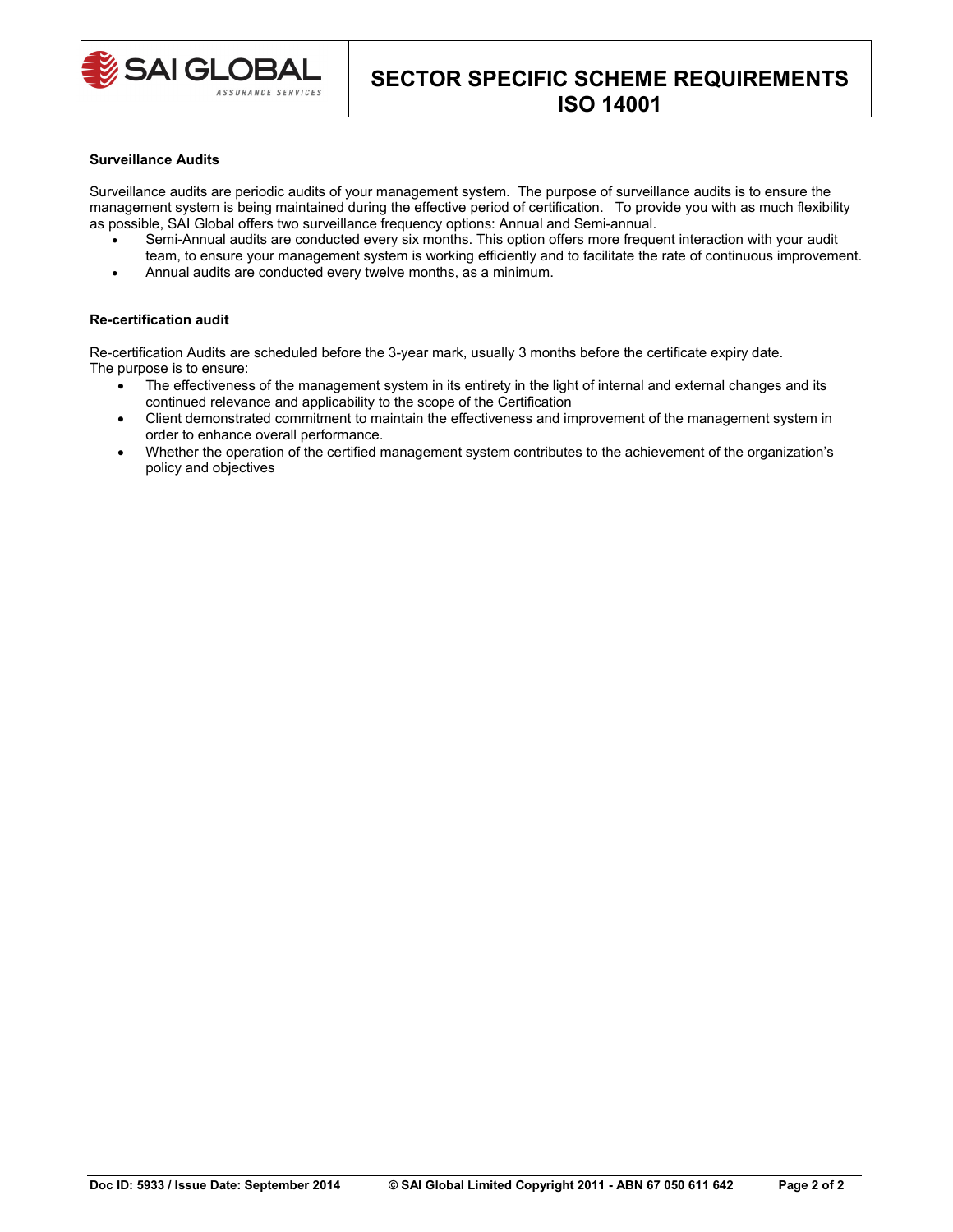**Surveillance Audits**

Surveillance audits are periodic audits of your management system. The purpose of surveillance audits is to ensure the management system is being maintained during the effective period of certification. To provide you with as much flexibility as possible, SAI Global offers two surveillance frequency options: Annual and Semi-annual.

- Semi-Annual audits are conducted every six months. This option offers more frequent interaction with your audit team, to ensure your management system is working efficiently and to facilitate the rate of continuous improvement.
- Annual audits are conducted every twelve months, as a minimum.

**Re-certification audit**

Re-certification Audits are scheduled before the 3-year mark, usually 3 months before the certificate expiry date.
The purpose is to ensure:

- The effectiveness of the management system in its entirety in the light of internal and external changes and its continued relevance and applicability to the scope of the Certification
- Client demonstrated commitment to maintain the effectiveness and improvement of the management system in order to enhance overall performance.
- Whether the operation of the certified management system contributes to the achievement of the organization's policy and objectives